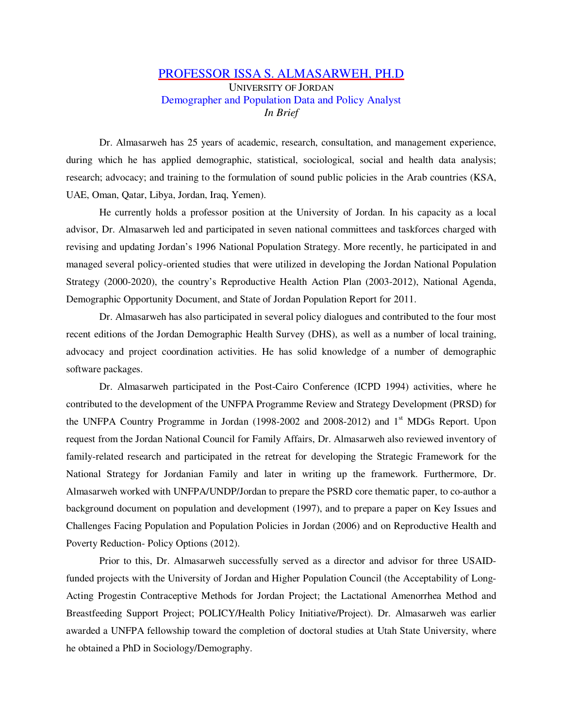# PROFESSOR ISSA S. ALMASARWEH, PH.D

UNIVERSITY OF JORDAN

Demographer and Population Data and Policy Analyst

*In Brief*

Dr. Almasarweh has 25 years of academic, research, consultation, and management experience, during which he has applied demographic, statistical, sociological, social and health data analysis; research; advocacy; and training to the formulation of sound public policies in the Arab countries (KSA, UAE, Oman, Qatar, Libya, Jordan, Iraq, Yemen).

He currently holds a professor position at the University of Jordan. In his capacity as a local advisor, Dr. Almasarweh led and participated in seven national committees and taskforces charged with revising and updating Jordan's 1996 National Population Strategy. More recently, he participated in and managed several policy-oriented studies that were utilized in developing the Jordan National Population Strategy (2000-2020), the country's Reproductive Health Action Plan (2003-2012), National Agenda, Demographic Opportunity Document, and State of Jordan Population Report for 2011.

Dr. Almasarweh has also participated in several policy dialogues and contributed to the four most recent editions of the Jordan Demographic Health Survey (DHS), as well as a number of local training, advocacy and project coordination activities. He has solid knowledge of a number of demographic software packages.

Dr. Almasarweh participated in the Post-Cairo Conference (ICPD 1994) activities, where he contributed to the development of the UNFPA Programme Review and Strategy Development (PRSD) for the UNFPA Country Programme in Jordan (1998-2002 and 2008-2012) and 1st MDGs Report. Upon request from the Jordan National Council for Family Affairs, Dr. Almasarweh also reviewed inventory of family-related research and participated in the retreat for developing the Strategic Framework for the National Strategy for Jordanian Family and later in writing up the framework. Furthermore, Dr. Almasarweh worked with UNFPA/UNDP/Jordan to prepare the PSRD core thematic paper, to co-author a background document on population and development (1997), and to prepare a paper on Key Issues and Challenges Facing Population and Population Policies in Jordan (2006) and on Reproductive Health and Poverty Reduction- Policy Options (2012).

Prior to this, Dr. Almasarweh successfully served as a director and advisor for three USAID-funded projects with the University of Jordan and Higher Population Council (the Acceptability of Long-Acting Progestin Contraceptive Methods for Jordan Project; the Lactational Amenorrhea Method and Breastfeeding Support Project; POLICY/Health Policy Initiative/Project). Dr. Almasarweh was earlier awarded a UNFPA fellowship toward the completion of doctoral studies at Utah State University, where he obtained a PhD in Sociology/Demography.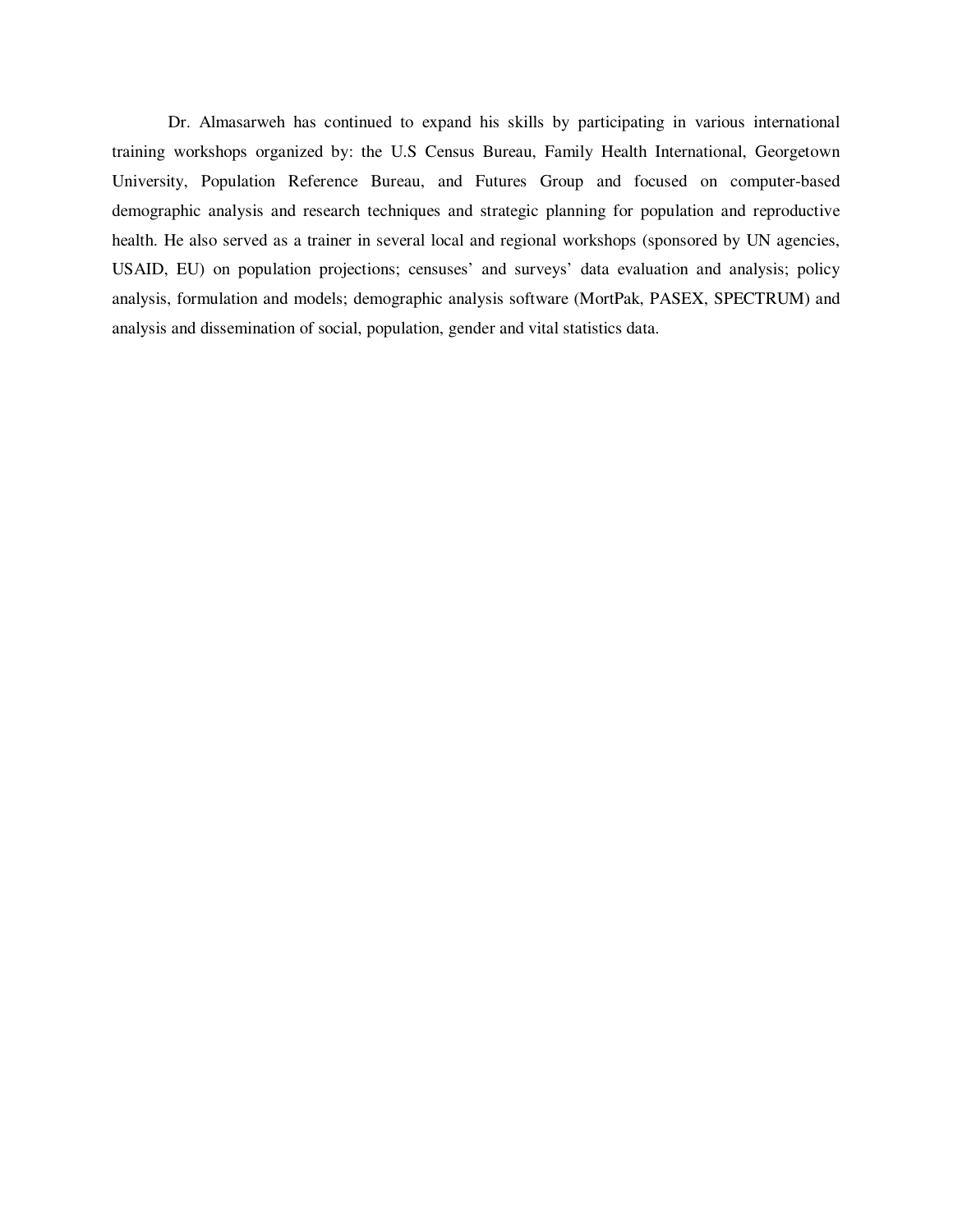Dr. Almasarweh has continued to expand his skills by participating in various international training workshops organized by: the U.S Census Bureau, Family Health International, Georgetown University, Population Reference Bureau, and Futures Group and focused on computer-based demographic analysis and research techniques and strategic planning for population and reproductive health. He also served as a trainer in several local and regional workshops (sponsored by UN agencies, USAID, EU) on population projections; censuses' and surveys' data evaluation and analysis; policy analysis, formulation and models; demographic analysis software (MortPak, PASEX, SPECTRUM) and analysis and dissemination of social, population, gender and vital statistics data.